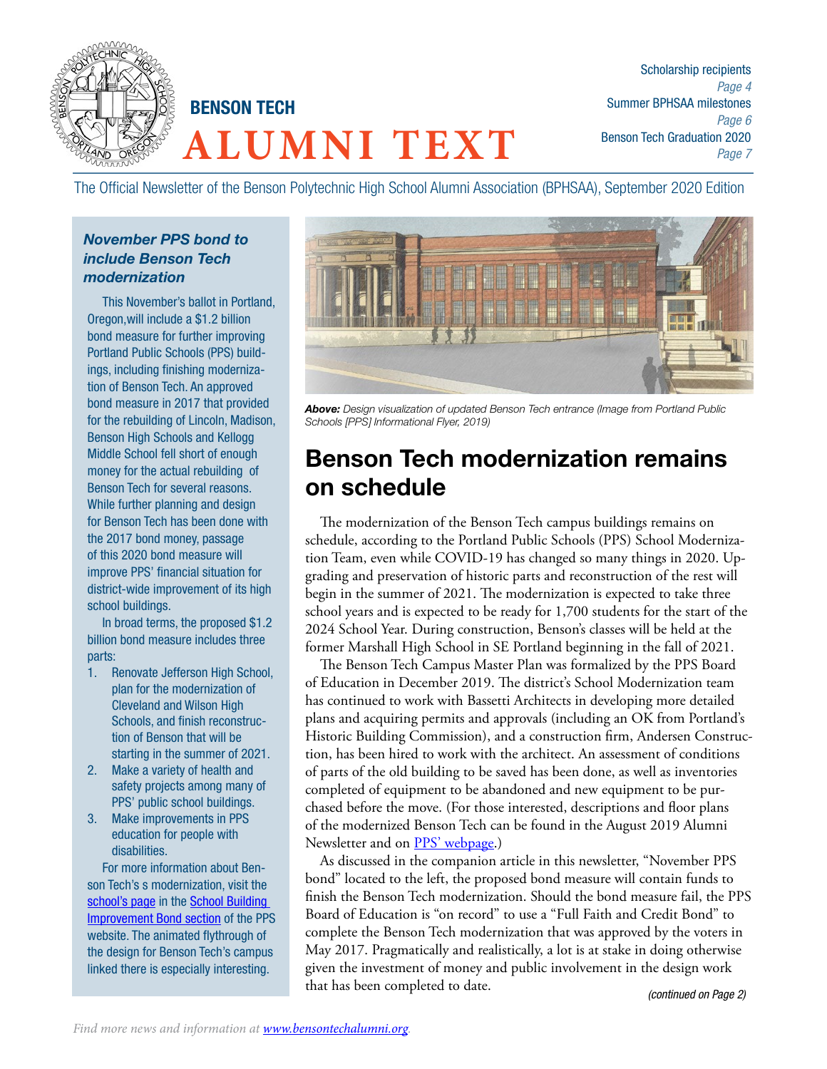# BENSON TECH ALUMNI TEXT

Scholarship recipients *Page 4*
Summer BPHSAA milestones *Page 6*
Benson Tech Graduation 2020 *Page 7*

The Official Newsletter of the Benson Polytechnic High School Alumni Association (BPHSAA), September 2020 Edition

### *November PPS bond to include Benson Tech modernization*

This November's ballot in Portland, Oregon,will include a $1.2 billion bond measure for further improving Portland Public Schools (PPS) buildings, including finishing modernization of Benson Tech. An approved bond measure in 2017 that provided for the rebuilding of Lincoln, Madison, Benson High Schools and Kellogg Middle School fell short of enough money for the actual rebuilding of Benson Tech for several reasons. While further planning and design for Benson Tech has been done with the 2017 bond money, passage of this 2020 bond measure will improve PPS' financial situation for district-wide improvement of its high school buildings.

In broad terms, the proposed $1.2 billion bond measure includes three parts:

1. Renovate Jefferson High School, plan for the modernization of Cleveland and Wilson High Schools, and finish reconstruction of Benson that will be starting in the summer of 2021.
2. Make a variety of health and safety projects among many of PPS' public school buildings.
3. Make improvements in PPS education for people with disabilities.

For more information about Benson Tech's s modernization, visit the school's page in the School Building Improvement Bond section of the PPS website. The animated flythrough of the design for Benson Tech's campus linked there is especially interesting.

***Above:*** *Design visualization of updated Benson Tech entrance (Image from Portland Public Schools [PPS] Informational Flyer, 2019)*

## Benson Tech modernization remains on schedule

The modernization of the Benson Tech campus buildings remains on schedule, according to the Portland Public Schools (PPS) School Modernization Team, even while COVID-19 has changed so many things in 2020. Upgrading and preservation of historic parts and reconstruction of the rest will begin in the summer of 2021. The modernization is expected to take three school years and is expected to be ready for 1,700 students for the start of the 2024 School Year. During construction, Benson's classes will be held at the former Marshall High School in SE Portland beginning in the fall of 2021.

The Benson Tech Campus Master Plan was formalized by the PPS Board of Education in December 2019. The district's School Modernization team has continued to work with Bassetti Architects in developing more detailed plans and acquiring permits and approvals (including an OK from Portland's Historic Building Commission), and a construction firm, Andersen Construction, has been hired to work with the architect. An assessment of conditions of parts of the old building to be saved has been done, as well as inventories completed of equipment to be abandoned and new equipment to be purchased before the move. (For those interested, descriptions and floor plans of the modernized Benson Tech can be found in the August 2019 Alumni Newsletter and on PPS' webpage.)

As discussed in the companion article in this newsletter, "November PPS bond" located to the left, the proposed bond measure will contain funds to finish the Benson Tech modernization. Should the bond measure fail, the PPS Board of Education is "on record" to use a "Full Faith and Credit Bond" to complete the Benson Tech modernization that was approved by the voters in May 2017. Pragmatically and realistically, a lot is at stake in doing otherwise given the investment of money and public involvement in the design work that has been completed to date.

*(continued on Page 2)*

*Find more news and information at www.bensontechalumni.org.*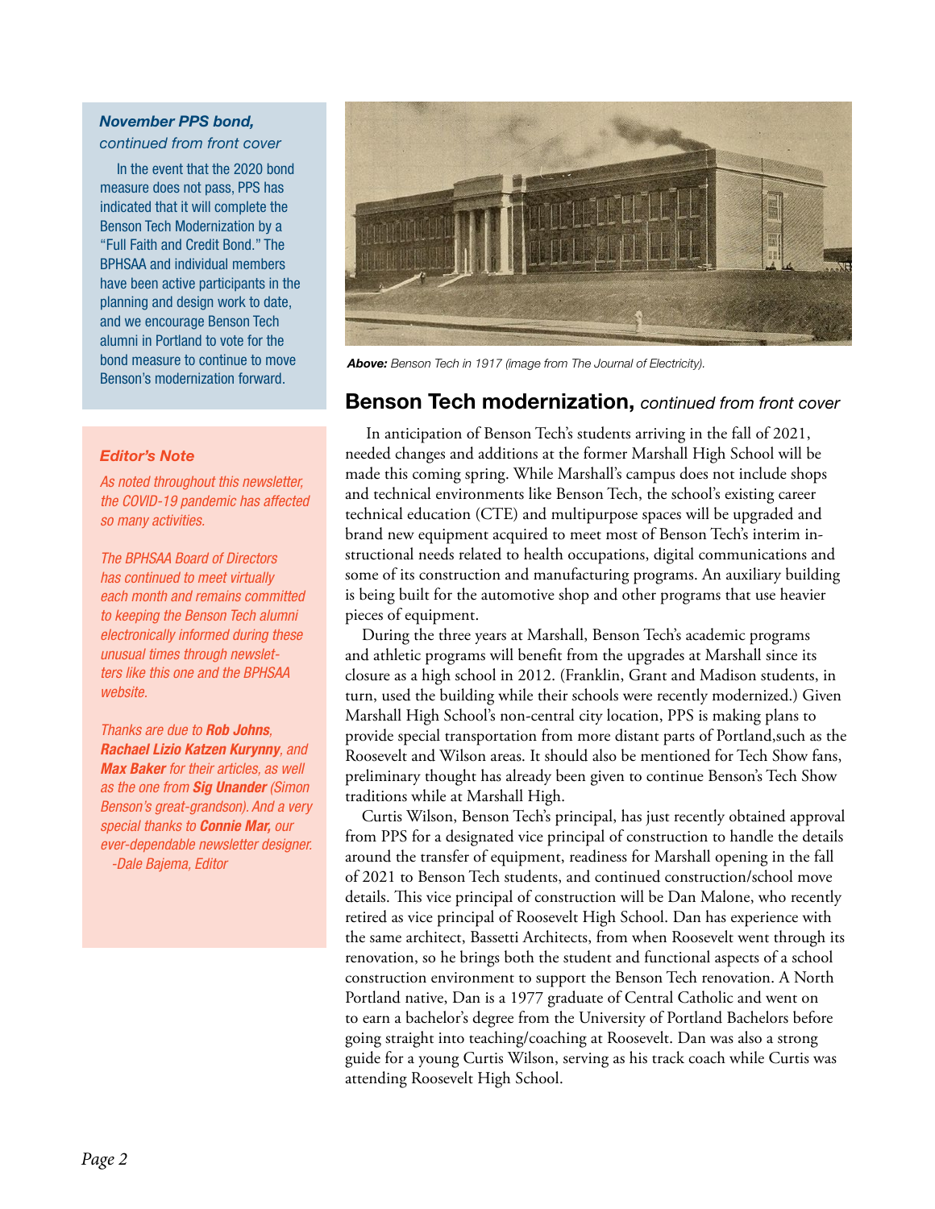### *November PPS bond, continued from front cover*

In the event that the 2020 bond measure does not pass, PPS has indicated that it will complete the Benson Tech Modernization by a "Full Faith and Credit Bond." The BPHSAA and individual members have been active participants in the planning and design work to date, and we encourage Benson Tech alumni in Portland to vote for the bond measure to continue to move Benson's modernization forward.

### *Editor's Note*

*As noted throughout this newsletter, the COVID-19 pandemic has affected so many activities.*

*The BPHSAA Board of Directors has continued to meet virtually each month and remains committed to keeping the Benson Tech alumni electronically informed during these unusual times through newsletters like this one and the BPHSAA website.*

*Thanks are due to **Rob Johns**, **Rachael Lizio Katzen Kurynny**, and **Max Baker** for their articles, as well as the one from **Sig Unander** (Simon Benson's great-grandson). And a very special thanks to **Connie Mar,** our ever-dependable newsletter designer.*
*-Dale Bajema, Editor*

***Above:** Benson Tech in 1917 (image from The Journal of Electricity).*

## Benson Tech modernization, *continued from front cover*

In anticipation of Benson Tech's students arriving in the fall of 2021, needed changes and additions at the former Marshall High School will be made this coming spring. While Marshall's campus does not include shops and technical environments like Benson Tech, the school's existing career technical education (CTE) and multipurpose spaces will be upgraded and brand new equipment acquired to meet most of Benson Tech's interim instructional needs related to health occupations, digital communications and some of its construction and manufacturing programs. An auxiliary building is being built for the automotive shop and other programs that use heavier pieces of equipment.

During the three years at Marshall, Benson Tech's academic programs and athletic programs will benefit from the upgrades at Marshall since its closure as a high school in 2012. (Franklin, Grant and Madison students, in turn, used the building while their schools were recently modernized.) Given Marshall High School's non-central city location, PPS is making plans to provide special transportation from more distant parts of Portland,such as the Roosevelt and Wilson areas. It should also be mentioned for Tech Show fans, preliminary thought has already been given to continue Benson's Tech Show traditions while at Marshall High.

Curtis Wilson, Benson Tech's principal, has just recently obtained approval from PPS for a designated vice principal of construction to handle the details around the transfer of equipment, readiness for Marshall opening in the fall of 2021 to Benson Tech students, and continued construction/school move details. This vice principal of construction will be Dan Malone, who recently retired as vice principal of Roosevelt High School. Dan has experience with the same architect, Bassetti Architects, from when Roosevelt went through its renovation, so he brings both the student and functional aspects of a school construction environment to support the Benson Tech renovation. A North Portland native, Dan is a 1977 graduate of Central Catholic and went on to earn a bachelor's degree from the University of Portland Bachelors before going straight into teaching/coaching at Roosevelt. Dan was also a strong guide for a young Curtis Wilson, serving as his track coach while Curtis was attending Roosevelt High School.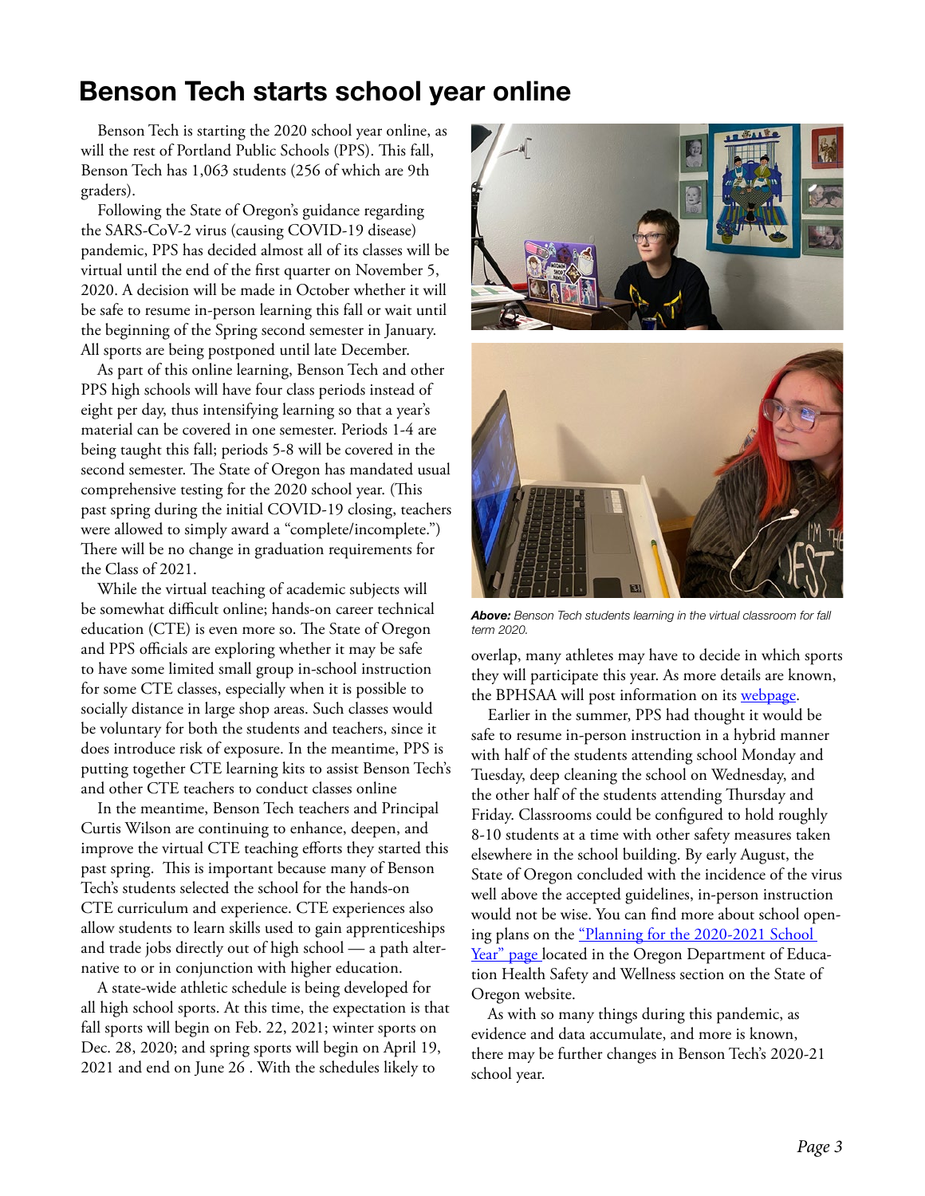# Benson Tech starts school year online

Benson Tech is starting the 2020 school year online, as will the rest of Portland Public Schools (PPS). This fall, Benson Tech has 1,063 students (256 of which are 9th graders).

Following the State of Oregon's guidance regarding the SARS-CoV-2 virus (causing COVID-19 disease) pandemic, PPS has decided almost all of its classes will be virtual until the end of the first quarter on November 5, 2020. A decision will be made in October whether it will be safe to resume in-person learning this fall or wait until the beginning of the Spring second semester in January. All sports are being postponed until late December.

As part of this online learning, Benson Tech and other PPS high schools will have four class periods instead of eight per day, thus intensifying learning so that a year's material can be covered in one semester. Periods 1-4 are being taught this fall; periods 5-8 will be covered in the second semester. The State of Oregon has mandated usual comprehensive testing for the 2020 school year. (This past spring during the initial COVID-19 closing, teachers were allowed to simply award a "complete/incomplete.") There will be no change in graduation requirements for the Class of 2021.

While the virtual teaching of academic subjects will be somewhat difficult online; hands-on career technical education (CTE) is even more so. The State of Oregon and PPS officials are exploring whether it may be safe to have some limited small group in-school instruction for some CTE classes, especially when it is possible to socially distance in large shop areas. Such classes would be voluntary for both the students and teachers, since it does introduce risk of exposure. In the meantime, PPS is putting together CTE learning kits to assist Benson Tech's and other CTE teachers to conduct classes online

In the meantime, Benson Tech teachers and Principal Curtis Wilson are continuing to enhance, deepen, and improve the virtual CTE teaching efforts they started this past spring. This is important because many of Benson Tech's students selected the school for the hands-on CTE curriculum and experience. CTE experiences also allow students to learn skills used to gain apprenticeships and trade jobs directly out of high school — a path alternative to or in conjunction with higher education.

A state-wide athletic schedule is being developed for all high school sports. At this time, the expectation is that fall sports will begin on Feb. 22, 2021; winter sports on Dec. 28, 2020; and spring sports will begin on April 19, 2021 and end on June 26 . With the schedules likely to overlap, many athletes may have to decide in which sports they will participate this year. As more details are known, the BPHSAA will post information on its webpage.

***Above:*** *Benson Tech students learning in the virtual classroom for fall term 2020.*

Earlier in the summer, PPS had thought it would be safe to resume in-person instruction in a hybrid manner with half of the students attending school Monday and Tuesday, deep cleaning the school on Wednesday, and the other half of the students attending Thursday and Friday. Classrooms could be configured to hold roughly 8-10 students at a time with other safety measures taken elsewhere in the school building. By early August, the State of Oregon concluded with the incidence of the virus well above the accepted guidelines, in-person instruction would not be wise. You can find more about school opening plans on the "Planning for the 2020-2021 School Year" page located in the Oregon Department of Education Health Safety and Wellness section on the State of Oregon website.

As with so many things during this pandemic, as evidence and data accumulate, and more is known, there may be further changes in Benson Tech's 2020-21 school year.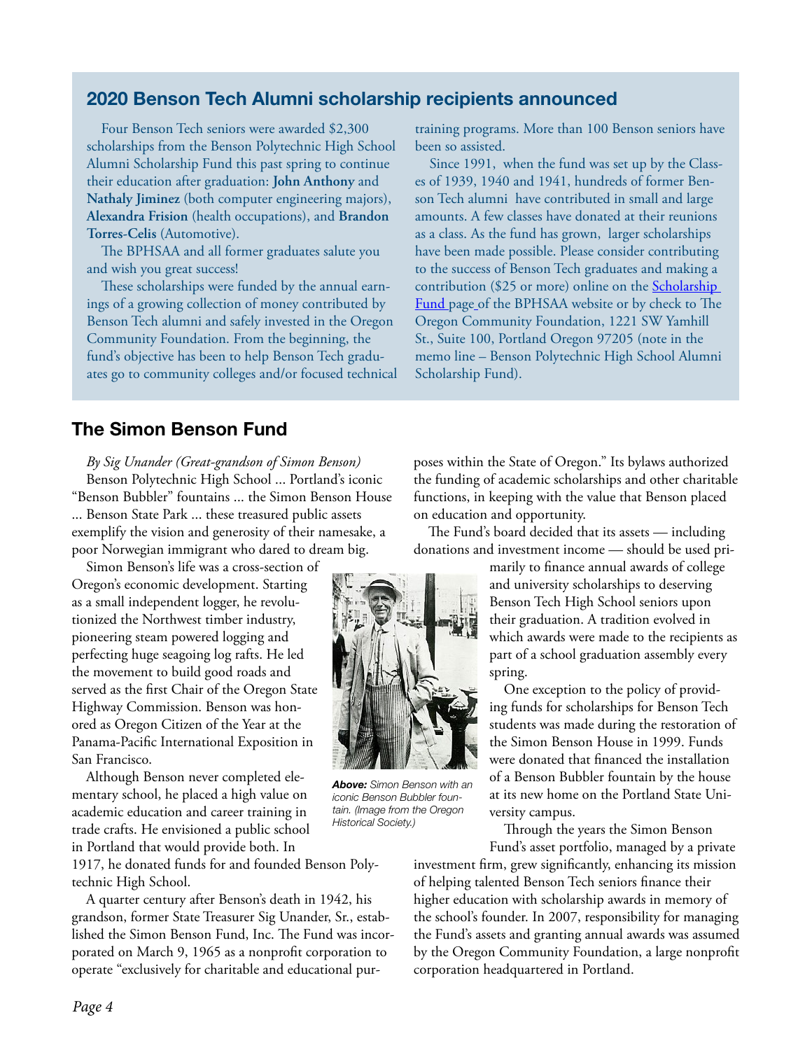## 2020 Benson Tech Alumni scholarship recipients announced

Four Benson Tech seniors were awarded $2,300 scholarships from the Benson Polytechnic High School Alumni Scholarship Fund this past spring to continue their education after graduation: **John Anthony** and **Nathaly Jiminez** (both computer engineering majors), **Alexandra Frision** (health occupations), and **Brandon Torres-Celis** (Automotive).

The BPHSAA and all former graduates salute you and wish you great success!

These scholarships were funded by the annual earnings of a growing collection of money contributed by Benson Tech alumni and safely invested in the Oregon Community Foundation. From the beginning, the fund's objective has been to help Benson Tech graduates go to community colleges and/or focused technical training programs. More than 100 Benson seniors have been so assisted.

Since 1991, when the fund was set up by the Classes of 1939, 1940 and 1941, hundreds of former Benson Tech alumni have contributed in small and large amounts. A few classes have donated at their reunions as a class. As the fund has grown, larger scholarships have been made possible. Please consider contributing to the success of Benson Tech graduates and making a contribution ($25 or more) online on the Scholarship Fund page of the BPHSAA website or by check to The Oregon Community Foundation, 1221 SW Yamhill St., Suite 100, Portland Oregon 97205 (note in the memo line – Benson Polytechnic High School Alumni Scholarship Fund).

## The Simon Benson Fund

*By Sig Unander (Great-grandson of Simon Benson)*

Benson Polytechnic High School ... Portland's iconic "Benson Bubbler" fountains ... the Simon Benson House ... Benson State Park ... these treasured public assets exemplify the vision and generosity of their namesake, a poor Norwegian immigrant who dared to dream big.

Simon Benson's life was a cross-section of Oregon's economic development. Starting as a small independent logger, he revolutionized the Northwest timber industry, pioneering steam powered logging and perfecting huge seagoing log rafts. He led the movement to build good roads and served as the first Chair of the Oregon State Highway Commission. Benson was honored as Oregon Citizen of the Year at the Panama-Pacific International Exposition in San Francisco.

Although Benson never completed elementary school, he placed a high value on academic education and career training in trade crafts. He envisioned a public school in Portland that would provide both. In 1917, he donated funds for and founded Benson Polytechnic High School.

A quarter century after Benson's death in 1942, his grandson, former State Treasurer Sig Unander, Sr., established the Simon Benson Fund, Inc. The Fund was incorporated on March 9, 1965 as a nonprofit corporation to operate "exclusively for charitable and educational purposes within the State of Oregon." Its bylaws authorized the funding of academic scholarships and other charitable functions, in keeping with the value that Benson placed on education and opportunity.

***Above:*** *Simon Benson with an iconic Benson Bubbler fountain. (Image from the Oregon Historical Society.)*

The Fund's board decided that its assets — including donations and investment income — should be used primarily to finance annual awards of college and university scholarships to deserving Benson Tech High School seniors upon their graduation. A tradition evolved in which awards were made to the recipients as part of a school graduation assembly every spring.

One exception to the policy of providing funds for scholarships for Benson Tech students was made during the restoration of the Simon Benson House in 1999. Funds were donated that financed the installation of a Benson Bubbler fountain by the house at its new home on the Portland State University campus.

Through the years the Simon Benson Fund's asset portfolio, managed by a private investment firm, grew significantly, enhancing its mission of helping talented Benson Tech seniors finance their higher education with scholarship awards in memory of the school's founder. In 2007, responsibility for managing the Fund's assets and granting annual awards was assumed by the Oregon Community Foundation, a large nonprofit corporation headquartered in Portland.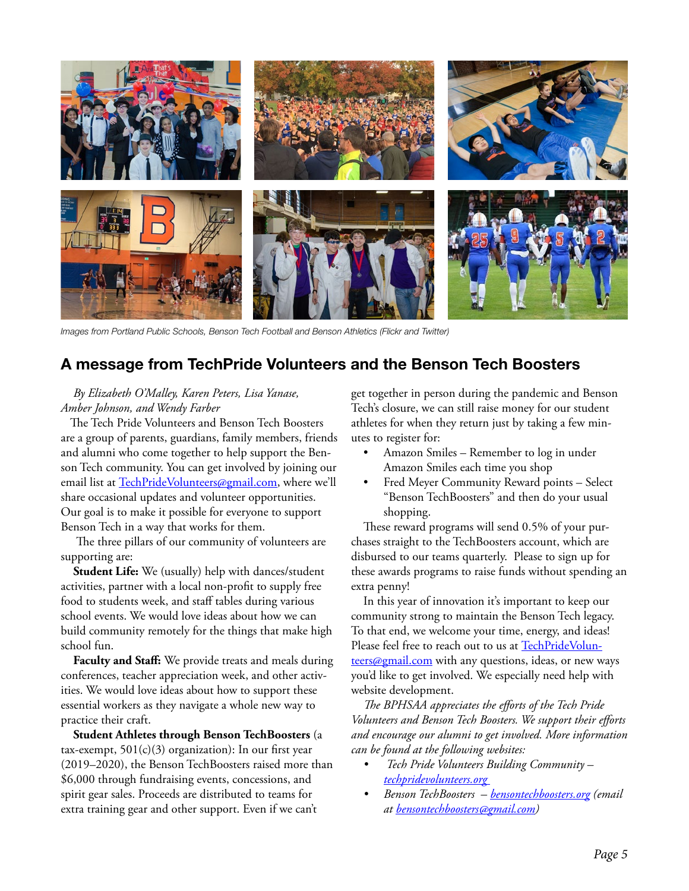*Images from Portland Public Schools, Benson Tech Football and Benson Athletics (Flickr and Twitter)*

## A message from TechPride Volunteers and the Benson Tech Boosters

*By Elizabeth O'Malley, Karen Peters, Lisa Yanase, Amber Johnson, and Wendy Farber*

The Tech Pride Volunteers and Benson Tech Boosters are a group of parents, guardians, family members, friends and alumni who come together to help support the Benson Tech community. You can get involved by joining our email list at TechPrideVolunteers@gmail.com, where we'll share occasional updates and volunteer opportunities. Our goal is to make it possible for everyone to support Benson Tech in a way that works for them.

The three pillars of our community of volunteers are supporting are:

**Student Life:** We (usually) help with dances/student activities, partner with a local non-profit to supply free food to students week, and staff tables during various school events. We would love ideas about how we can build community remotely for the things that make high school fun.

**Faculty and Staff:** We provide treats and meals during conferences, teacher appreciation week, and other activities. We would love ideas about how to support these essential workers as they navigate a whole new way to practice their craft.

**Student Athletes through Benson TechBoosters** (a tax-exempt, 501(c)(3) organization): In our first year (2019–2020), the Benson TechBoosters raised more than $6,000 through fundraising events, concessions, and spirit gear sales. Proceeds are distributed to teams for extra training gear and other support. Even if we can't get together in person during the pandemic and Benson Tech's closure, we can still raise money for our student athletes for when they return just by taking a few minutes to register for:

- Amazon Smiles – Remember to log in under Amazon Smiles each time you shop
- Fred Meyer Community Reward points – Select "Benson TechBoosters" and then do your usual shopping.

These reward programs will send 0.5% of your purchases straight to the TechBoosters account, which are disbursed to our teams quarterly. Please to sign up for these awards programs to raise funds without spending an extra penny!

In this year of innovation it's important to keep our community strong to maintain the Benson Tech legacy. To that end, we welcome your time, energy, and ideas! Please feel free to reach out to us at TechPrideVolunteers@gmail.com with any questions, ideas, or new ways you'd like to get involved. We especially need help with website development.

*The BPHSAA appreciates the efforts of the Tech Pride Volunteers and Benson Tech Boosters. We support their efforts and encourage our alumni to get involved. More information can be found at the following websites:*

- *Tech Pride Volunteers Building Community – techpridevolunteers.org*
- *Benson TechBoosters – bensontechboosters.org (email at bensontechboosters@gmail.com)*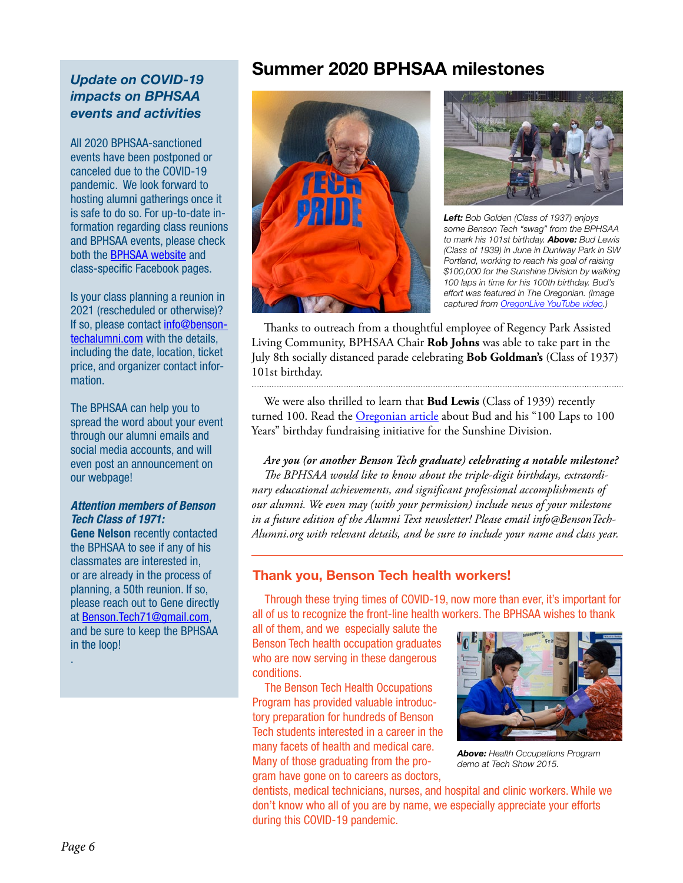## Update on COVID-19 impacts on BPHSAA events and activities

All 2020 BPHSAA-sanctioned events have been postponed or canceled due to the COVID-19 pandemic. We look forward to hosting alumni gatherings once it is safe to do so. For up-to-date information regarding class reunions and BPHSAA events, please check both the BPHSAA website and class-specific Facebook pages.

Is your class planning a reunion in 2021 (rescheduled or otherwise)? If so, please contact info@bensontechalumni.com with the details, including the date, location, ticket price, and organizer contact information.

The BPHSAA can help you to spread the word about your event through our alumni emails and social media accounts, and will even post an announcement on our webpage!

***Attention members of Benson Tech Class of 1971:***
**Gene Nelson** recently contacted the BPHSAA to see if any of his classmates are interested in, or are already in the process of planning, a 50th reunion. If so, please reach out to Gene directly at Benson.Tech71@gmail.com, and be sure to keep the BPHSAA in the loop!

# Summer 2020 BPHSAA milestones

***Left:*** *Bob Golden (Class of 1937) enjoys some Benson Tech "swag" from the BPHSAA to mark his 101st birthday.* ***Above:*** *Bud Lewis (Class of 1939) in June in Duniway Park in SW Portland, working to reach his goal of raising $100,000 for the Sunshine Division by walking 100 laps in time for his 100th birthday. Bud's effort was featured in The Oregonian. (Image captured from OregonLive YouTube video.)*

Thanks to outreach from a thoughtful employee of Regency Park Assisted Living Community, BPHSAA Chair **Rob Johns** was able to take part in the July 8th socially distanced parade celebrating **Bob Goldman's** (Class of 1937) 101st birthday.

---

We were also thrilled to learn that **Bud Lewis** (Class of 1939) recently turned 100. Read the Oregonian article about Bud and his "100 Laps to 100 Years" birthday fundraising initiative for the Sunshine Division.

***Are you (or another Benson Tech graduate) celebrating a notable milestone?*** *The BPHSAA would like to know about the triple-digit birthdays, extraordinary educational achievements, and significant professional accomplishments of our alumni. We even may (with your permission) include news of your milestone in a future edition of the Alumni Text newsletter! Please email info@BensonTech-Alumni.org with relevant details, and be sure to include your name and class year.*

---

## Thank you, Benson Tech health workers!

Through these trying times of COVID-19, now more than ever, it's important for all of us to recognize the front-line health workers. The BPHSAA wishes to thank all of them, and we especially salute the Benson Tech health occupation graduates who are now serving in these dangerous conditions.

The Benson Tech Health Occupations Program has provided valuable introductory preparation for hundreds of Benson Tech students interested in a career in the many facets of health and medical care. Many of those graduating from the program have gone on to careers as doctors, dentists, medical technicians, nurses, and hospital and clinic workers. While we don't know who all of you are by name, we especially appreciate your efforts during this COVID-19 pandemic.

***Above:*** *Health Occupations Program demo at Tech Show 2015.*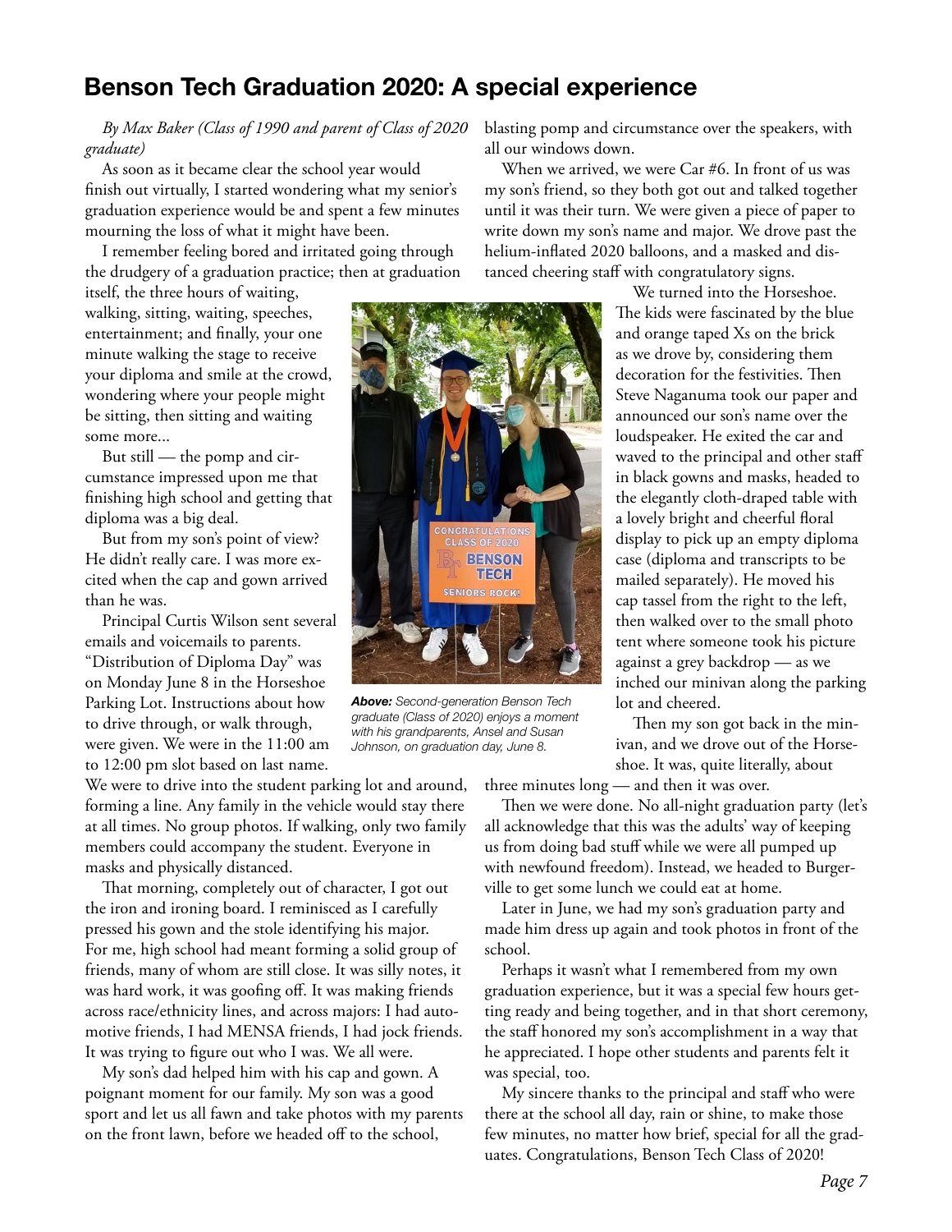## Benson Tech Graduation 2020: A special experience

*By Max Baker (Class of 1990 and parent of Class of 2020 graduate)*

As soon as it became clear the school year would finish out virtually, I started wondering what my senior's graduation experience would be and spent a few minutes mourning the loss of what it might have been.

I remember feeling bored and irritated going through the drudgery of a graduation practice; then at graduation itself, the three hours of waiting, walking, sitting, waiting, speeches, entertainment; and finally, your one minute walking the stage to receive your diploma and smile at the crowd, wondering where your people might be sitting, then sitting and waiting some more...

But still — the pomp and circumstance impressed upon me that finishing high school and getting that diploma was a big deal.

But from my son's point of view? He didn't really care. I was more excited when the cap and gown arrived than he was.

Principal Curtis Wilson sent several emails and voicemails to parents. "Distribution of Diploma Day" was on Monday June 8 in the Horseshoe Parking Lot. Instructions about how to drive through, or walk through, were given. We were in the 11:00 am to 12:00 pm slot based on last name. We were to drive into the student parking lot and around, forming a line. Any family in the vehicle would stay there at all times. No group photos. If walking, only two family members could accompany the student. Everyone in masks and physically distanced.

That morning, completely out of character, I got out the iron and ironing board. I reminisced as I carefully pressed his gown and the stole identifying his major. For me, high school had meant forming a solid group of friends, many of whom are still close. It was silly notes, it was hard work, it was goofing off. It was making friends across race/ethnicity lines, and across majors: I had automotive friends, I had MENSA friends, I had jock friends. It was trying to figure out who I was. We all were.

My son's dad helped him with his cap and gown. A poignant moment for our family. My son was a good sport and let us all fawn and take photos with my parents on the front lawn, before we headed off to the school, blasting pomp and circumstance over the speakers, with all our windows down.

When we arrived, we were Car #6. In front of us was my son's friend, so they both got out and talked together until it was their turn. We were given a piece of paper to write down my son's name and major. We drove past the helium-inflated 2020 balloons, and a masked and distanced cheering staff with congratulatory signs.

***Above:*** *Second-generation Benson Tech graduate (Class of 2020) enjoys a moment with his grandparents, Ansel and Susan Johnson, on graduation day, June 8.*

We turned into the Horseshoe. The kids were fascinated by the blue and orange taped Xs on the brick as we drove by, considering them decoration for the festivities. Then Steve Naganuma took our paper and announced our son's name over the loudspeaker. He exited the car and waved to the principal and other staff in black gowns and masks, headed to the elegantly cloth-draped table with a lovely bright and cheerful floral display to pick up an empty diploma case (diploma and transcripts to be mailed separately). He moved his cap tassel from the right to the left, then walked over to the small photo tent where someone took his picture against a grey backdrop — as we inched our minivan along the parking lot and cheered.

Then my son got back in the minivan, and we drove out of the Horseshoe. It was, quite literally, about three minutes long — and then it was over.

Then we were done. No all-night graduation party (let's all acknowledge that this was the adults' way of keeping us from doing bad stuff while we were all pumped up with newfound freedom). Instead, we headed to Burgerville to get some lunch we could eat at home.

Later in June, we had my son's graduation party and made him dress up again and took photos in front of the school.

Perhaps it wasn't what I remembered from my own graduation experience, but it was a special few hours getting ready and being together, and in that short ceremony, the staff honored my son's accomplishment in a way that he appreciated. I hope other students and parents felt it was special, too.

My sincere thanks to the principal and staff who were there at the school all day, rain or shine, to make those few minutes, no matter how brief, special for all the graduates. Congratulations, Benson Tech Class of 2020!